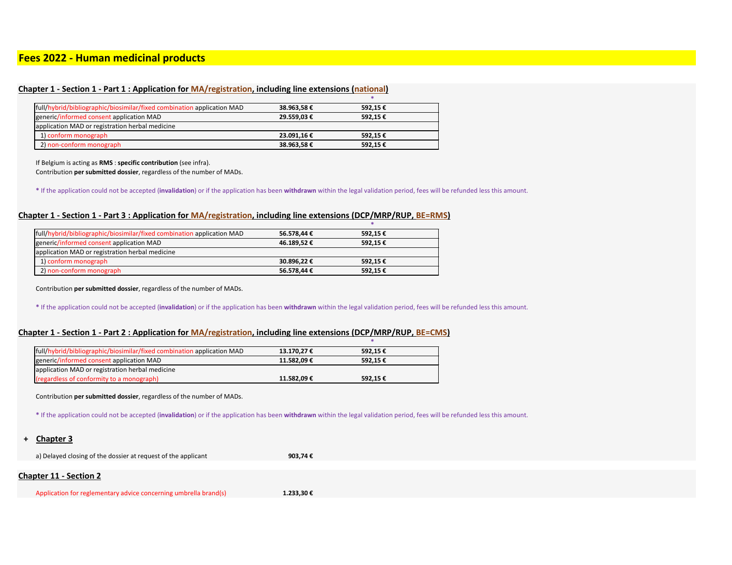# Fees 2022 - Human medicinal products

## Chapter 1 - Section 1 - Part 1 : Application for MA/registration, including line extensions (national)

| | | * |
|---|---|---|
| full/hybrid/bibliographic/biosimilar/fixed combination application MAD | **38.963,58 €** | **592,15 €** |
| generic/informed consent application MAD | **29.559,03 €** | **592,15 €** |
| application MAD or registration herbal medicine | | |
| 1) conform monograph | **23.091,16 €** | **592,15 €** |
| 2) non-conform monograph | **38.963,58 €** | **592,15 €** |

If Belgium is acting as **RMS** : **specific contribution** (see infra).
Contribution **per submitted dossier**, regardless of the number of MADs.

**\*** If the application could not be accepted (**invalidation**) or if the application has been **withdrawn** within the legal validation period, fees will be refunded less this amount.

## Chapter 1 - Section 1 - Part 3 : Application for MA/registration, including line extensions (DCP/MRP/RUP, BE=RMS)

| | | * |
|---|---|---|
| full/hybrid/bibliographic/biosimilar/fixed combination application MAD | **56.578,44 €** | **592,15 €** |
| generic/informed consent application MAD | **46.189,52 €** | **592,15 €** |
| application MAD or registration herbal medicine | | |
| 1) conform monograph | **30.896,22 €** | **592,15 €** |
| 2) non-conform monograph | **56.578,44 €** | **592,15 €** |

Contribution **per submitted dossier**, regardless of the number of MADs.

**\*** If the application could not be accepted (**invalidation**) or if the application has been **withdrawn** within the legal validation period, fees will be refunded less this amount.

## Chapter 1 - Section 1 - Part 2 : Application for MA/registration, including line extensions (DCP/MRP/RUP, BE=CMS)

| | | * |
|---|---|---|
| full/hybrid/bibliographic/biosimilar/fixed combination application MAD | **13.170,27 €** | **592,15 €** |
| generic/informed consent application MAD | **11.582,09 €** | **592,15 €** |
| application MAD or registration herbal medicine (regardless of conformity to a monograph) | **11.582,09 €** | **592,15 €** |

Contribution **per submitted dossier**, regardless of the number of MADs.

**\*** If the application could not be accepted (**invalidation**) or if the application has been **withdrawn** within the legal validation period, fees will be refunded less this amount.

## + Chapter 3

| | |
|---|---|
| a) Delayed closing of the dossier at request of the applicant | **903,74 €** |

## Chapter 11 - Section 2

| | |
|---|---|
| Application for reglementary advice concerning umbrella brand(s) | **1.233,30 €** |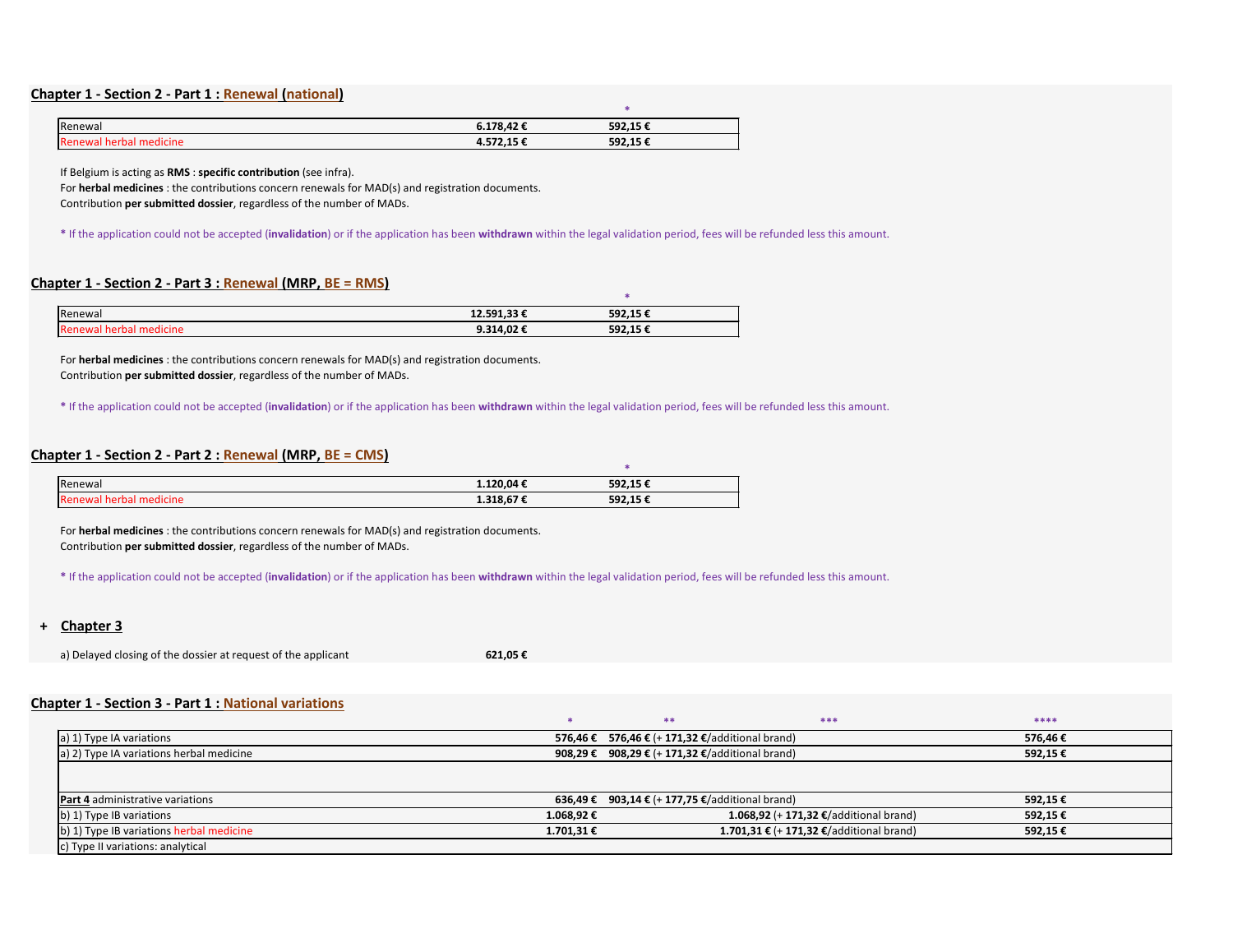## Chapter 1 - Section 2 - Part 1 : Renewal (national)

| | | * |
|---|---|---|
| Renewal | 6.178,42 € | 592,15 € |
| Renewal herbal medicine | 4.572,15 € | 592,15 € |

If Belgium is acting as **RMS** : **specific contribution** (see infra).
For **herbal medicines** : the contributions concern renewals for MAD(s) and registration documents.
Contribution **per submitted dossier**, regardless of the number of MADs.

* If the application could not be accepted (**invalidation**) or if the application has been **withdrawn** within the legal validation period, fees will be refunded less this amount.

## Chapter 1 - Section 2 - Part 3 : Renewal (MRP, BE = RMS)

| | | * |
|---|---|---|
| Renewal | 12.591,33 € | 592,15 € |
| Renewal herbal medicine | 9.314,02 € | 592,15 € |

For **herbal medicines** : the contributions concern renewals for MAD(s) and registration documents.
Contribution **per submitted dossier**, regardless of the number of MADs.

* If the application could not be accepted (**invalidation**) or if the application has been **withdrawn** within the legal validation period, fees will be refunded less this amount.

## Chapter 1 - Section 2 - Part 2 : Renewal (MRP, BE = CMS)

| | | * |
|---|---|---|
| Renewal | 1.120,04 € | 592,15 € |
| Renewal herbal medicine | 1.318,67 € | 592,15 € |

For **herbal medicines** : the contributions concern renewals for MAD(s) and registration documents.
Contribution **per submitted dossier**, regardless of the number of MADs.

* If the application could not be accepted (**invalidation**) or if the application has been **withdrawn** within the legal validation period, fees will be refunded less this amount.

## + Chapter 3

a) Delayed closing of the dossier at request of the applicant **621,05 €**

## Chapter 1 - Section 3 - Part 1 : National variations

| | * | ** | *** | **** |
|---|---|---|---|---|
| a) 1) Type IA variations | 576,46 € | 576,46 € (+ 171,32 €/additional brand) | | 576,46 € |
| a) 2) Type IA variations herbal medicine | 908,29 € | 908,29 € (+ 171,32 €/additional brand) | | 592,15 € |
| | | | | |
| **Part 4** administrative variations | 636,49 € | 903,14 € (+ 177,75 €/additional brand) | | 592,15 € |
| b) 1) Type IB variations | 1.068,92 € | | 1.068,92 (+ 171,32 €/additional brand) | 592,15 € |
| b) 1) Type IB variations herbal medicine | 1.701,31 € | | 1.701,31 € (+ 171,32 €/additional brand) | 592,15 € |
| c) Type II variations: analytical | | | | |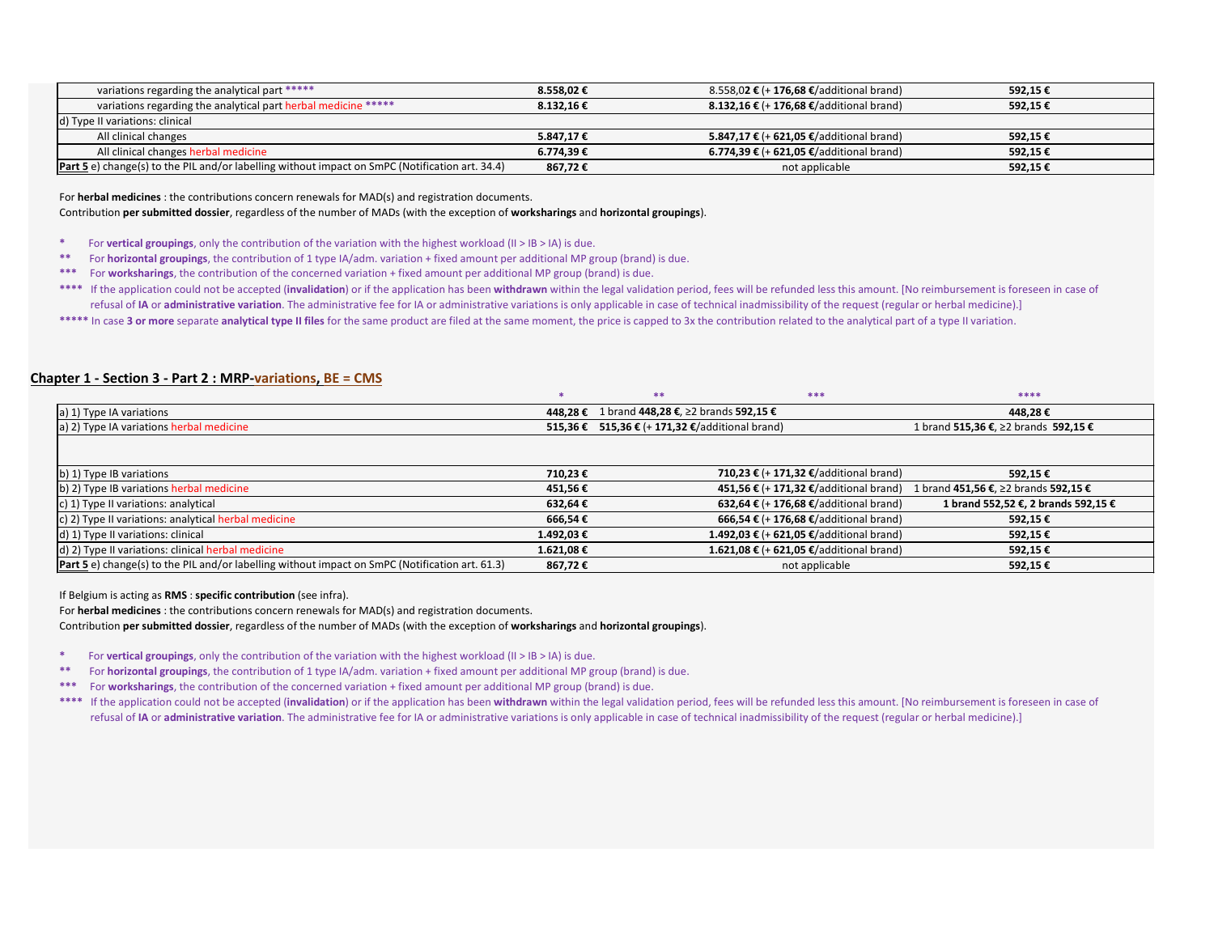| | | | |
|---|---|---|---|
| variations regarding the analytical part ***** | **8.558,02 €** | 8.558,02 € (+ **176,68 €**/additional brand) | **592,15 €** |
| variations regarding the analytical part herbal medicine ***** | **8.132,16 €** | **8.132,16 €** (+ **176,68 €**/additional brand) | **592,15 €** |
| d) Type II variations: clinical | | | |
| All clinical changes | **5.847,17 €** | **5.847,17 €** (+ **621,05 €**/additional brand) | **592,15 €** |
| All clinical changes herbal medicine | **6.774,39 €** | **6.774,39 €** (+ **621,05 €**/additional brand) | **592,15 €** |
| **Part 5** e) change(s) to the PIL and/or labelling without impact on SmPC (Notification art. 34.4) | **867,72 €** | not applicable | **592,15 €** |

For **herbal medicines** : the contributions concern renewals for MAD(s) and registration documents.
Contribution **per submitted dossier**, regardless of the number of MADs (with the exception of **worksharings** and **horizontal groupings**).

\* For **vertical groupings**, only the contribution of the variation with the highest workload (II > IB > IA) is due.
\** For **horizontal groupings**, the contribution of 1 type IA/adm. variation + fixed amount per additional MP group (brand) is due.
\*** For **worksharings**, the contribution of the concerned variation + fixed amount per additional MP group (brand) is due.
\**** If the application could not be accepted (**invalidation**) or if the application has been **withdrawn** within the legal validation period, fees will be refunded less this amount. [No reimbursement is foreseen in case of refusal of **IA** or **administrative variation**. The administrative fee for IA or administrative variations is only applicable in case of technical inadmissibility of the request (regular or herbal medicine).]
\***** In case **3 or more** separate **analytical type II files** for the same product are filed at the same moment, the price is capped to 3x the contribution related to the analytical part of a type II variation.

## Chapter 1 - Section 3 - Part 2 : MRP-variations, BE = CMS

| | * | ** | *** | **** |
|---|---|---|---|---|
| a) 1) Type IA variations | **448,28 €** | 1 brand **448,28 €**, ≥2 brands **592,15 €** | | **448,28 €** |
| a) 2) Type IA variations herbal medicine | **515,36 €** | **515,36 €** (+ **171,32 €**/additional brand) | | 1 brand **515,36 €**, ≥2 brands **592,15 €** |
| | | | | |
| b) 1) Type IB variations | **710,23 €** | | **710,23 €** (+ **171,32 €**/additional brand) | **592,15 €** |
| b) 2) Type IB variations herbal medicine | **451,56 €** | | **451,56 €** (+ **171,32 €**/additional brand) | 1 brand **451,56 €**, ≥2 brands **592,15 €** |
| c) 1) Type II variations: analytical | **632,64 €** | | **632,64 €** (+ **176,68 €**/additional brand) | **1 brand 552,52 €, 2 brands 592,15 €** |
| c) 2) Type II variations: analytical herbal medicine | **666,54 €** | | **666,54 €** (+ **176,68 €**/additional brand) | **592,15 €** |
| d) 1) Type II variations: clinical | **1.492,03 €** | | **1.492,03 €** (+ **621,05 €**/additional brand) | **592,15 €** |
| d) 2) Type II variations: clinical herbal medicine | **1.621,08 €** | | **1.621,08 €** (+ **621,05 €**/additional brand) | **592,15 €** |
| **Part 5** e) change(s) to the PIL and/or labelling without impact on SmPC (Notification art. 61.3) | **867,72 €** | | not applicable | **592,15 €** |

If Belgium is acting as **RMS** : **specific contribution** (see infra).
For **herbal medicines** : the contributions concern renewals for MAD(s) and registration documents.
Contribution **per submitted dossier**, regardless of the number of MADs (with the exception of **worksharings** and **horizontal groupings**).

\* For **vertical groupings**, only the contribution of the variation with the highest workload (II > IB > IA) is due.
\** For **horizontal groupings**, the contribution of 1 type IA/adm. variation + fixed amount per additional MP group (brand) is due.
\*** For **worksharings**, the contribution of the concerned variation + fixed amount per additional MP group (brand) is due.
\**** If the application could not be accepted (**invalidation**) or if the application has been **withdrawn** within the legal validation period, fees will be refunded less this amount. [No reimbursement is foreseen in case of refusal of **IA** or **administrative variation**. The administrative fee for IA or administrative variations is only applicable in case of technical inadmissibility of the request (regular or herbal medicine).]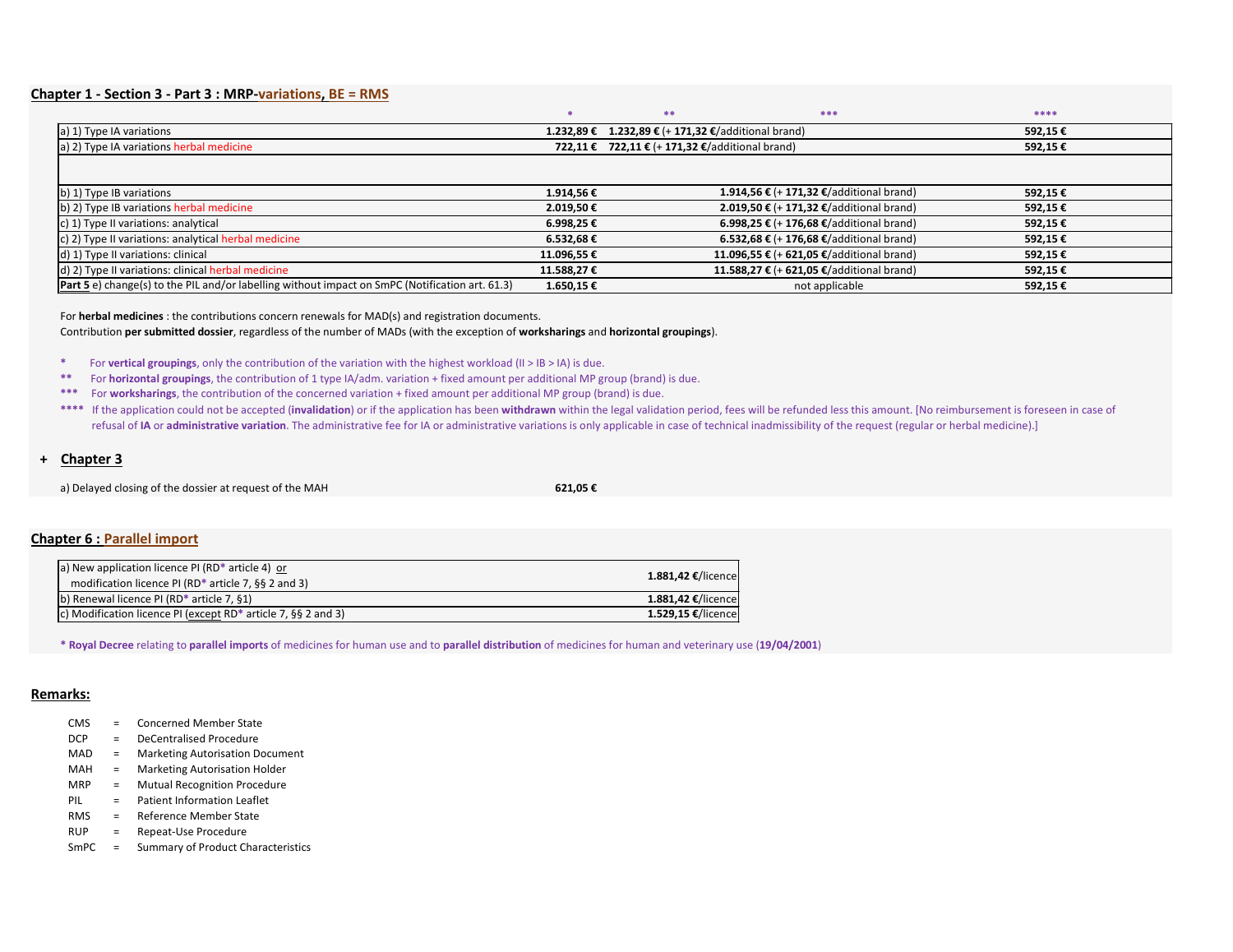## Chapter 1 - Section 3 - Part 3 : MRP-variations, BE = RMS

| | * | ** | *** | **** |
|---|---|---|---|---|
| a) 1) Type IA variations | **1.232,89 €** | **1.232,89 €** (+ **171,32 €**/additional brand) | | **592,15 €** |
| a) 2) Type IA variations herbal medicine | **722,11 €** | **722,11 €** (+ **171,32 €**/additional brand) | | **592,15 €** |
| | | | | |
| b) 1) Type IB variations | **1.914,56 €** | | **1.914,56 €** (+ **171,32 €**/additional brand) | **592,15 €** |
| b) 2) Type IB variations herbal medicine | **2.019,50 €** | | **2.019,50 €** (+ **171,32 €**/additional brand) | **592,15 €** |
| c) 1) Type II variations: analytical | **6.998,25 €** | | **6.998,25 €** (+ **176,68 €**/additional brand) | **592,15 €** |
| c) 2) Type II variations: analytical herbal medicine | **6.532,68 €** | | **6.532,68 €** (+ **176,68 €**/additional brand) | **592,15 €** |
| d) 1) Type II variations: clinical | **11.096,55 €** | | **11.096,55 €** (+ **621,05 €**/additional brand) | **592,15 €** |
| d) 2) Type II variations: clinical herbal medicine | **11.588,27 €** | | **11.588,27 €** (+ **621,05 €**/additional brand) | **592,15 €** |
| **Part 5** e) change(s) to the PIL and/or labelling without impact on SmPC (Notification art. 61.3) | **1.650,15 €** | | not applicable | **592,15 €** |

For **herbal medicines** : the contributions concern renewals for MAD(s) and registration documents.
Contribution **per submitted dossier**, regardless of the number of MADs (with the exception of **worksharings** and **horizontal groupings**).

\* For **vertical groupings**, only the contribution of the variation with the highest workload (II > IB > IA) is due.
\*\* For **horizontal groupings**, the contribution of 1 type IA/adm. variation + fixed amount per additional MP group (brand) is due.
\*\*\* For **worksharings**, the contribution of the concerned variation + fixed amount per additional MP group (brand) is due.
\*\*\*\* If the application could not be accepted (**invalidation**) or if the application has been **withdrawn** within the legal validation period, fees will be refunded less this amount. [No reimbursement is foreseen in case of refusal of **IA** or **administrative variation**. The administrative fee for IA or administrative variations is only applicable in case of technical inadmissibility of the request (regular or herbal medicine).]

## + Chapter 3

| | |
|---|---|
| a) Delayed closing of the dossier at request of the MAH | **621,05 €** |

## Chapter 6 : Parallel import

| | |
|---|---|
| a) New application licence PI (RD* article 4) or modification licence PI (RD* article 7, §§ 2 and 3) | **1.881,42 €**/licence |
| b) Renewal licence PI (RD* article 7, §1) | **1.881,42 €**/licence |
| c) Modification licence PI (except RD* article 7, §§ 2 and 3) | **1.529,15 €**/licence |

\* **Royal Decree** relating to **parallel imports** of medicines for human use and to **parallel distribution** of medicines for human and veterinary use (**19/04/2001**)

## Remarks:

- CMS = Concerned Member State
- DCP = DeCentralised Procedure
- MAD = Marketing Autorisation Document
- MAH = Marketing Autorisation Holder
- MRP = Mutual Recognition Procedure
- PIL = Patient Information Leaflet
- RMS = Reference Member State
- RUP = Repeat-Use Procedure
- SmPC = Summary of Product Characteristics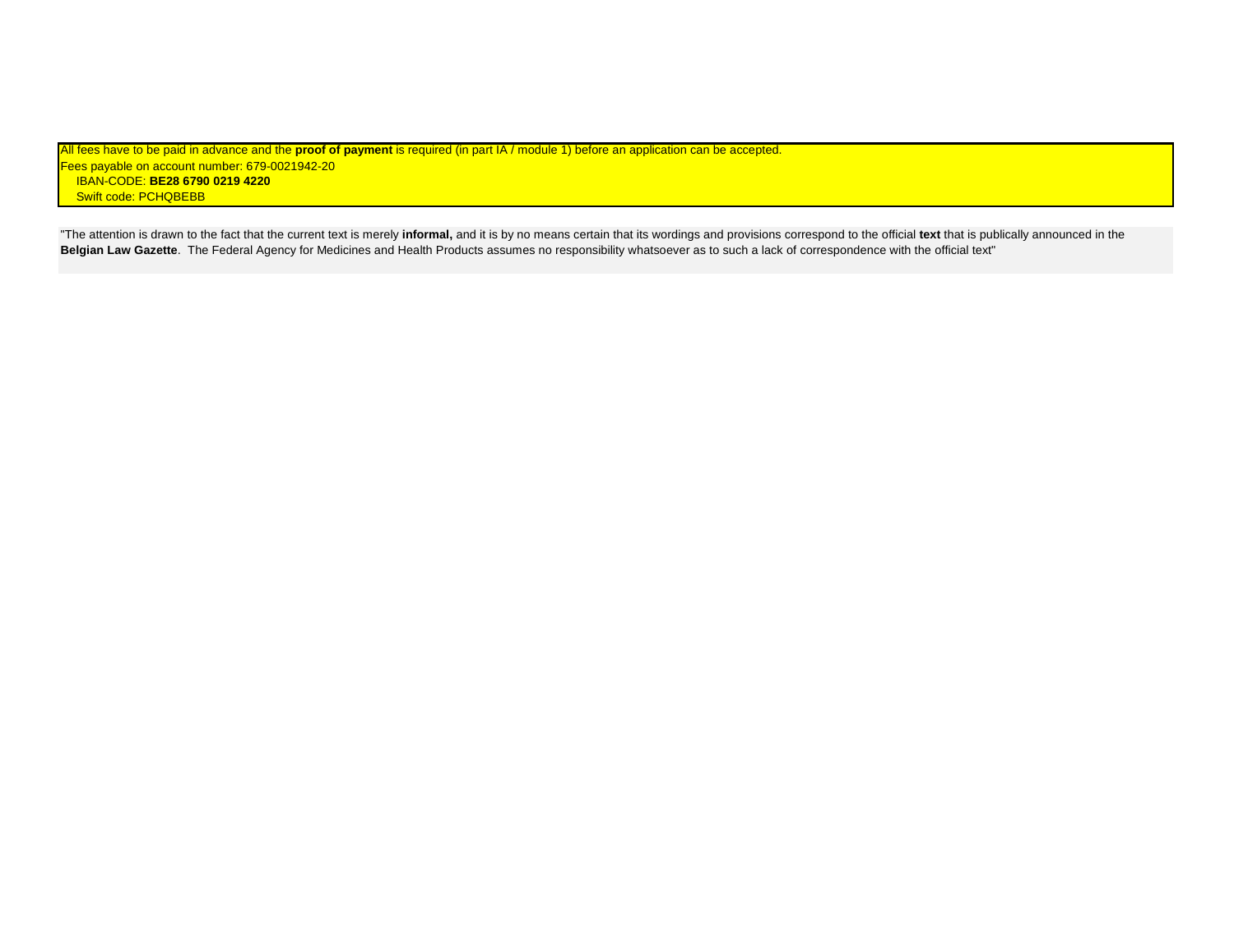All fees have to be paid in advance and the **proof of payment** is required (in part IA / module 1) before an application can be accepted.
Fees payable on account number: 679-0021942-20
IBAN-CODE: **BE28 6790 0219 4220**
Swift code: PCHQBEBB

"The attention is drawn to the fact that the current text is merely **informal,** and it is by no means certain that its wordings and provisions correspond to the official **text** that is publically announced in the **Belgian Law Gazette**. The Federal Agency for Medicines and Health Products assumes no responsibility whatsoever as to such a lack of correspondence with the official text"